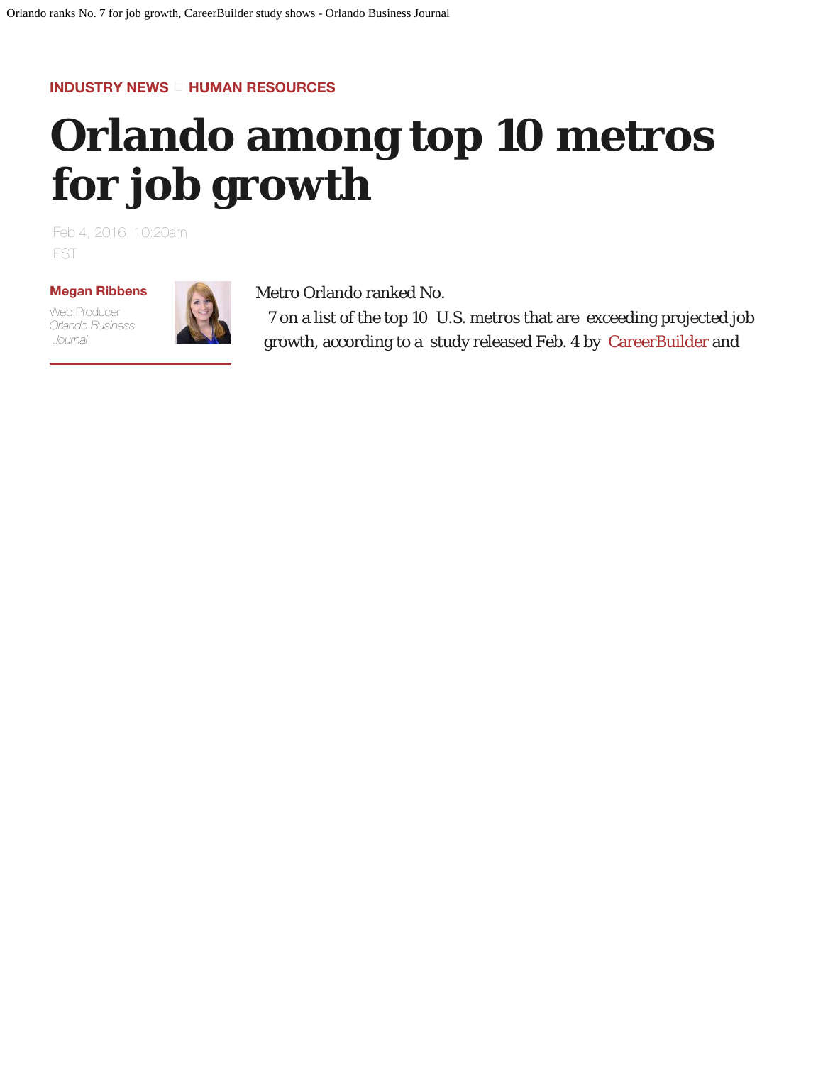INDUSTRY NEWS  HUMAN RESOURCES

# Orlando among top 10 metros for job growth

Feb 4, 2016, 10:20am EST

**Megan Ribbens**
Web Producer
*Orlando Business Journal*

Metro Orlando ranked No. 7 on a list of the top 10 U.S. metros that are exceeding projected job growth, according to a study released Feb. 4 by CareerBuilder and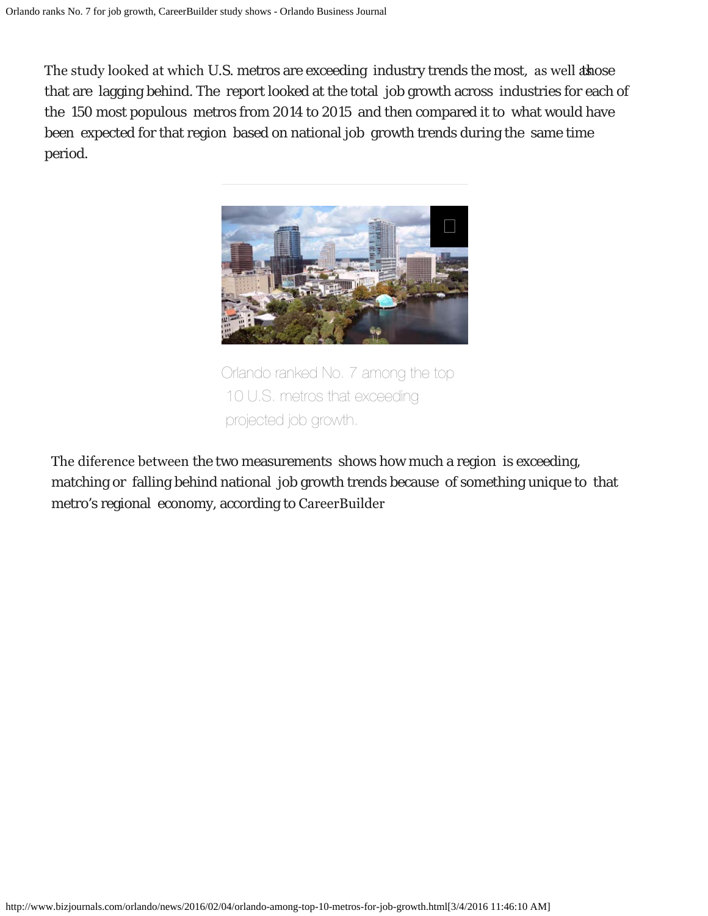The study looked at which U.S. metros are exceeding industry trends the most, as well as those that are lagging behind. The report looked at the total job growth across industries for each of the 150 most populous metros from 2014 to 2015 and then compared it to what would have been expected for that region based on national job growth trends during the same time period.

Orlando ranked No. 7 among the top 10 U.S. metros that exceeding projected job growth.

The diference between the two measurements shows how much a region is exceeding, matching or falling behind national job growth trends because of something unique to that metro's regional economy, according to CareerBuilder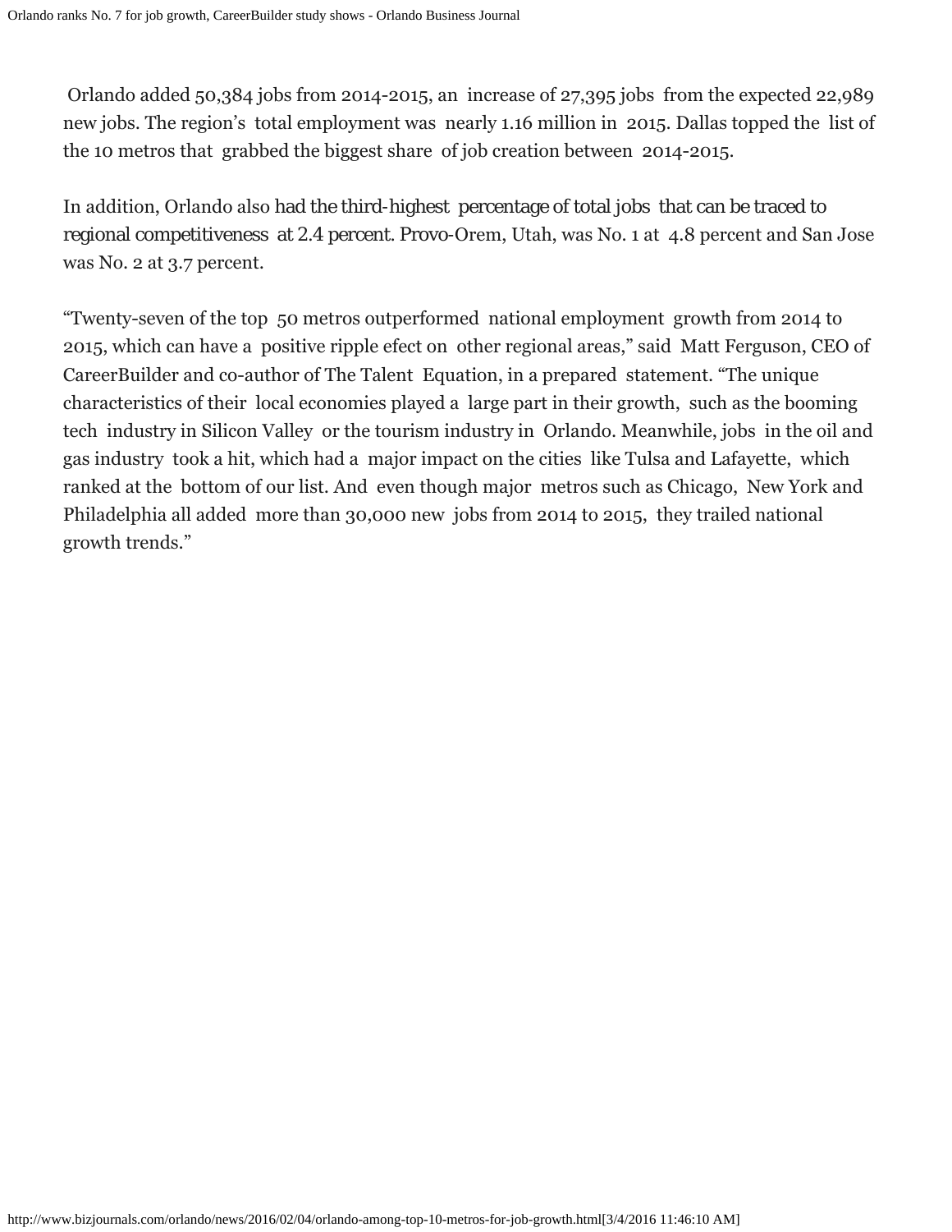Orlando added 50,384 jobs from 2014-2015, an increase of 27,395 jobs from the expected 22,989 new jobs. The region's total employment was nearly 1.16 million in 2015. Dallas topped the list of the 10 metros that grabbed the biggest share of job creation between 2014-2015.

In addition, Orlando also had the third-highest percentage of total jobs that can be traced to regional competitiveness at 2.4 percent. Provo-Orem, Utah, was No. 1 at 4.8 percent and San Jose was No. 2 at 3.7 percent.

"Twenty-seven of the top 50 metros outperformed national employment growth from 2014 to 2015, which can have a positive ripple efect on other regional areas," said Matt Ferguson, CEO of CareerBuilder and co-author of The Talent Equation, in a prepared statement. "The unique characteristics of their local economies played a large part in their growth, such as the booming tech industry in Silicon Valley or the tourism industry in Orlando. Meanwhile, jobs in the oil and gas industry took a hit, which had a major impact on the cities like Tulsa and Lafayette, which ranked at the bottom of our list. And even though major metros such as Chicago, New York and Philadelphia all added more than 30,000 new jobs from 2014 to 2015, they trailed national growth trends."